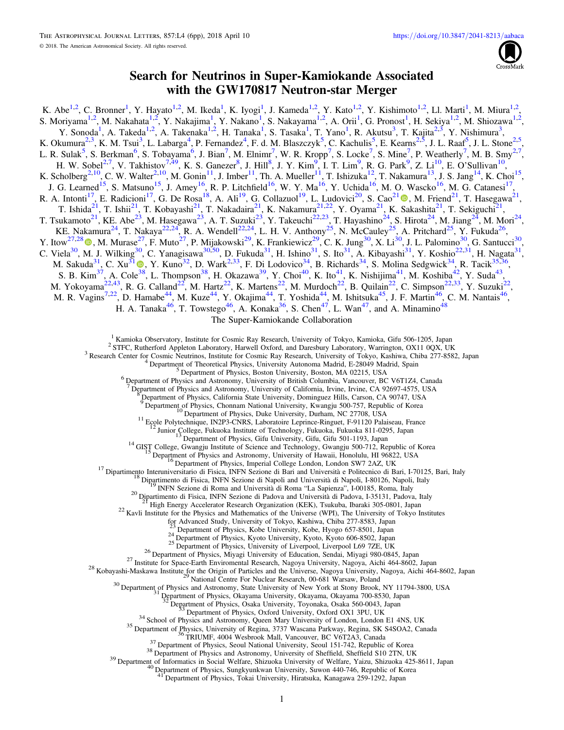# Search for Neutrinos in Super-Kamiokande Associated with the GW170817 Neutron-star Merger

K. Abe[1,2], C. Bronner[1], Y. Hayato[1,2], M. Ikeda[1], K. Iyogi[1], J. Kameda[1,2], Y. Kato[1,2], Y. Kishimoto[1,2], Ll. Marti[1], M. Miura[1,2], S. Moriyama[1,2], M. Nakahata[1,2], Y. Nakajima[1], Y. Nakano[1], S. Nakayama[1,2], A. Orii[1], G. Pronost[1], H. Sekiya[1,2], M. Shiozawa[1,2], Y. Sonoda[1], A. Takeda[1,2], A. Takenaka[1,2], H. Tanaka[1], S. Tasaka[1], T. Yano[1], R. Akutsu[3], T. Kajita[2,3], Y. Nishimura[3], K. Okumura[2,3], K. M. Tsui[3], L. Labarga[4], P. Fernandez[4], F. d. M. Blaszczyk[5], C. Kachulis[5], E. Kearns[2,5], J. L. Raaf[5], J. L. Stone[2,5], L. R. Sulak[5], S. Berkman[6], S. Tobayama[6], J. Bian[7], M. Elnimr[7], W. R. Kropp[7], S. Locke[7], S. Mine[7], P. Weatherly[7], M. B. Smy[2,7], H. W. Sobel[2,7], V. Takhistov[7,49], K. S. Ganezer[8], J. Hill[8], J. Y. Kim[9], I. T. Lim[9], R. G. Park[9], Z. Li[10], E. O'Sullivan[10], K. Scholberg[2,10], C. W. Walter[2,10], M. Gonin[11], J. Imber[11], Th. A. Mueller[11], T. Ishizuka[12], T. Nakamura[13], J. S. Jang[14], K. Choi[15], J. G. Learned[15], S. Matsuno[15], J. Amey[16], R. P. Litchfield[16], W. Y. Ma[16], Y. Uchida[16], M. O. Wascko[16], M. G. Catanesi[17], R. A. Intonti[17], E. Radicioni[17], G. De Rosa[18], A. Ali[19], G. Collazuol[19], L. Ludovici[20], S. Cao[21], M. Friend[21], T. Hasegawa[21], T. Ishida[21], T. Ishii[21], T. Kobayashi[21], T. Nakadaira[21], K. Nakamura[21,22], Y. Oyama[21], K. Sakashita[21], T. Sekiguchi[21], T. Tsukamoto[21], KE. Abe[23], M. Hasegawa[23], A. T. Suzuki[23], Y. Takeuchi[22,23], T. Hayashino[24], S. Hirota[24], M. Jiang[24], M. Mori[24], KE. Nakamura[24], T. Nakaya[22,24], R. A. Wendell[22,24], L. H. V. Anthony[25], N. McCauley[25], A. Pritchard[25], Y. Fukuda[26], Y. Itow[27,28], M. Murase[27], F. Muto[27], P. Mijakowski[29], K. Frankiewicz[29], C. K. Jung[30], X. Li[30], J. L. Palomino[30], G. Santucci[30], C. Viela[30], M. J. Wilking[30], C. Yanagisawa[30,50], D. Fukuda[31], H. Ishino[31], S. Ito[31], A. Kibayashi[31], Y. Koshio[22,31], H. Nagata[31], M. Sakuda[31], C. Xu[31], Y. Kuno[32], D. Wark[2,33], F. Di Lodovico[34], B. Richards[34], S. Molina Sedgwick[34], R. Tacik[35,36], S. B. Kim[37], A. Cole[38], L. Thompson[38], H. Okazawa[39], Y. Choi[40], K. Ito[41], K. Nishijima[41], M. Koshiba[42], Y. Suda[43], M. Yokoyama[22,43], R. G. Calland[22], M. Hartz[22], K. Martens[22], M. Murdoch[22], B. Quilain[22], C. Simpson[22,33], Y. Suzuki[22], M. R. Vagins[7,22], D. Hamabe[44], M. Kuze[44], Y. Okajima[44], T. Yoshida[44], M. Ishitsuka[45], J. F. Martin[46], C. M. Nantais[46], H. A. Tanaka[46], T. Towstego[46], A. Konaka[36], S. Chen[47], L. Wan[47], and A. Minamino[48]

The Super-Kamiokande Collaboration

[1] Kamioka Observatory, Institute for Cosmic Ray Research, University of Tokyo, Kamioka, Gifu 506-1205, Japan
[2] STFC, Rutherford Appleton Laboratory, Harwell Oxford, and Daresbury Laboratory, Warrington, OX11 0QX, UK
[3] Research Center for Cosmic Neutrinos, Institute for Cosmic Ray Research, University of Tokyo, Kashiwa, Chiba 277-8582, Japan
[4] Department of Theoretical Physics, University Autonoma Madrid, E-28049 Madrid, Spain
[5] Department of Physics, Boston University, Boston, MA 02215, USA
[6] Department of Physics and Astronomy, University of British Columbia, Vancouver, BC V6T1Z4, Canada
[7] Department of Physics and Astronomy, University of California, Irvine, Irvine, CA 92697-4575, USA
[8] Department of Physics, California State University, Dominguez Hills, Carson, CA 90747, USA
[9] Department of Physics, Chonnam National University, Kwangju 500-757, Republic of Korea
[10] Department of Physics, Duke University, Durham, NC 27708, USA
[11] Ecole Polytechnique, IN2P3-CNRS, Laboratoire Leprince-Ringuet, F-91120 Palaiseau, France
[12] Junior College, Fukuoka Institute of Technology, Fukuoka, Fukuoka 811-0295, Japan
[13] Department of Physics, Gifu University, Gifu, Gifu 501-1193, Japan
[14] GIST College, Gwangju Institute of Science and Technology, Gwangju 500-712, Republic of Korea
[15] Department of Physics and Astronomy, University of Hawaii, Honolulu, HI 96822, USA
[16] Department of Physics, Imperial College London, London SW7 2AZ, UK
[17] Dipartimento Interuniversitario di Fisica, INFN Sezione di Bari and Università e Politecnico di Bari, I-70125, Bari, Italy
[18] Dipartimento di Fisica, INFN Sezione di Napoli and Università di Napoli, I-80126, Napoli, Italy
[19] INFN Sezione di Roma and Università di Roma "La Sapienza", I-00185, Roma, Italy
[20] Dipartimento di Fisica, INFN Sezione di Padova and Università di Padova, I-35131, Padova, Italy
[21] High Energy Accelerator Research Organization (KEK), Tsukuba, Ibaraki 305-0801, Japan
[22] Kavli Institute for the Physics and Mathematics of the Universe (WPI), The University of Tokyo Institutes for Advanced Study, University of Tokyo, Kashiwa, Chiba 277-8583, Japan
[23] Department of Physics, Kobe University, Kobe, Hyogo 657-8501, Japan
[24] Department of Physics, Kyoto University, Kyoto, Kyoto 606-8502, Japan
[25] Department of Physics, University of Liverpool, Liverpool L69 7ZE, UK
[26] Department of Physics, Miyagi University of Education, Sendai, Miyagi 980-0845, Japan
[27] Institute for Space-Earth Enviromental Research, Nagoya University, Nagoya, Aichi 464-8602, Japan
[28] Kobayashi-Maskawa Institute for the Origin of Particles and the Universe, Nagoya University, Nagoya, Aichi 464-8602, Japan
[29] National Centre For Nuclear Research, 00-681 Warsaw, Poland
[30] Department of Physics and Astronomy, State University of New York at Stony Brook, NY 11794-3800, USA
[31] Department of Physics, Okayama University, Okayama, Okayama 700-8530, Japan
[32] Department of Physics, Osaka University, Toyonaka, Osaka 560-0043, Japan
[33] Department of Physics, Oxford University, Oxford OX1 3PU, UK
[34] School of Physics and Astronomy, Queen Mary University of London, London E1 4NS, UK
[35] Department of Physics, University of Regina, 3737 Wascana Parkway, Regina, SK S4SOA2, Canada
[36] TRIUMF, 4004 Wesbrook Mall, Vancouver, BC V6T2A3, Canada
[37] Department of Physics, Seoul National University, Seoul 151-742, Republic of Korea
[38] Department of Physics and Astronomy, University of Sheffield, Sheffield S10 2TN, UK
[39] Department of Informatics in Social Welfare, Shizuoka University of Welfare, Yaizu, Shizuoka 425-8611, Japan
[40] Department of Physics, Sungkyunkwan University, Suwon 440-746, Republic of Korea
[41] Department of Physics, Tokai University, Hiratsuka, Kanagawa 259-1292, Japan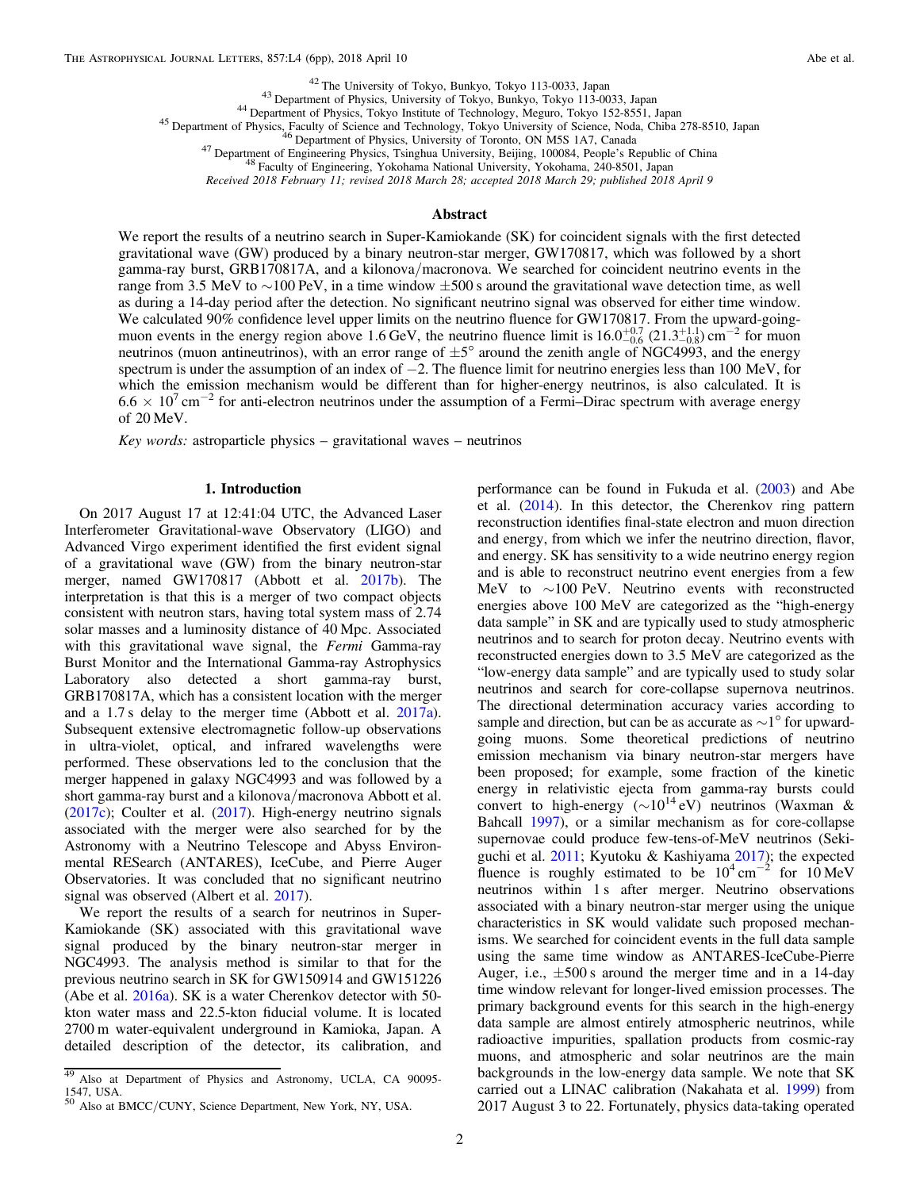[42] The University of Tokyo, Bunkyo, Tokyo 113-0033, Japan
[43] Department of Physics, University of Tokyo, Bunkyo, Tokyo 113-0033, Japan
[44] Department of Physics, Tokyo Institute of Technology, Meguro, Tokyo 152-8551, Japan
[45] Department of Physics, Faculty of Science and Technology, Tokyo University of Science, Noda, Chiba 278-8510, Japan
[46] Department of Physics, University of Toronto, ON M5S 1A7, Canada
[47] Department of Engineering Physics, Tsinghua University, Beijing, 100084, People's Republic of China
[48] Faculty of Engineering, Yokohama National University, Yokohama, 240-8501, Japan

*Received 2018 February 11; revised 2018 March 28; accepted 2018 March 29; published 2018 April 9*

## Abstract

We report the results of a neutrino search in Super-Kamiokande (SK) for coincident signals with the first detected gravitational wave (GW) produced by a binary neutron-star merger, GW170817, which was followed by a short gamma-ray burst, GRB170817A, and a kilonova/macronova. We searched for coincident neutrino events in the range from 3.5 MeV to ∼100 PeV, in a time window ±500 s around the gravitational wave detection time, as well as during a 14-day period after the detection. No significant neutrino signal was observed for either time window. We calculated 90% confidence level upper limits on the neutrino fluence for GW170817. From the upward-going-muon events in the energy region above 1.6 GeV, the neutrino fluence limit is $16.0^{+0.7}_{-0.6}$ ($21.3^{+1.1}_{-0.8}$) $\mathrm{cm}^{-2}$ for muon neutrinos (muon antineutrinos), with an error range of $\pm 5^{\circ}$ around the zenith angle of NGC4993, and the energy spectrum is under the assumption of an index of −2. The fluence limit for neutrino energies less than 100 MeV, for which the emission mechanism would be different than for higher-energy neutrinos, is also calculated. It is $6.6 \times 10^{7}\ \mathrm{cm}^{-2}$ for anti-electron neutrinos under the assumption of a Fermi–Dirac spectrum with average energy of 20 MeV.

*Key words:* astroparticle physics – gravitational waves – neutrinos

## 1. Introduction

On 2017 August 17 at 12:41:04 UTC, the Advanced Laser Interferometer Gravitational-wave Observatory (LIGO) and Advanced Virgo experiment identified the first evident signal of a gravitational wave (GW) from the binary neutron-star merger, named GW170817 (Abbott et al. 2017b). The interpretation is that this is a merger of two compact objects consistent with neutron stars, having total system mass of 2.74 solar masses and a luminosity distance of 40 Mpc. Associated with this gravitational wave signal, the *Fermi* Gamma-ray Burst Monitor and the International Gamma-ray Astrophysics Laboratory also detected a short gamma-ray burst, GRB170817A, which has a consistent location with the merger and a 1.7 s delay to the merger time (Abbott et al. 2017a). Subsequent extensive electromagnetic follow-up observations in ultra-violet, optical, and infrared wavelengths were performed. These observations led to the conclusion that the merger happened in galaxy NGC4993 and was followed by a short gamma-ray burst and a kilonova/macronova Abbott et al. (2017c); Coulter et al. (2017). High-energy neutrino signals associated with the merger were also searched for by the Astronomy with a Neutrino Telescope and Abyss Environmental RESearch (ANTARES), IceCube, and Pierre Auger Observatories. It was concluded that no significant neutrino signal was observed (Albert et al. 2017).

We report the results of a search for neutrinos in Super-Kamiokande (SK) associated with this gravitational wave signal produced by the binary neutron-star merger in NGC4993. The analysis method is similar to that for the previous neutrino search in SK for GW150914 and GW151226 (Abe et al. 2016a). SK is a water Cherenkov detector with 50-kton water mass and 22.5-kton fiducial volume. It is located 2700 m water-equivalent underground in Kamioka, Japan. A detailed description of the detector, its calibration, and performance can be found in Fukuda et al. (2003) and Abe et al. (2014). In this detector, the Cherenkov ring pattern reconstruction identifies final-state electron and muon direction and energy, from which we infer the neutrino direction, flavor, and energy. SK has sensitivity to a wide neutrino energy region and is able to reconstruct neutrino event energies from a few MeV to ∼100 PeV. Neutrino events with reconstructed energies above 100 MeV are categorized as the "high-energy data sample" in SK and are typically used to study atmospheric neutrinos and to search for proton decay. Neutrino events with reconstructed energies down to 3.5 MeV are categorized as the "low-energy data sample" and are typically used to study solar neutrinos and search for core-collapse supernova neutrinos. The directional determination accuracy varies according to sample and direction, but can be as accurate as ∼1° for upward-going muons. Some theoretical predictions of neutrino emission mechanism via binary neutron-star mergers have been proposed; for example, some fraction of the kinetic energy in relativistic ejecta from gamma-ray bursts could convert to high-energy ($\sim 10^{14}$ eV) neutrinos (Waxman & Bahcall 1997), or a similar mechanism as for core-collapse supernovae could produce few-tens-of-MeV neutrinos (Sekiguchi et al. 2011; Kyutoku & Kashiyama 2017); the expected fluence is roughly estimated to be $10^{4}\ \mathrm{cm}^{-2}$ for 10 MeV neutrinos within 1 s after merger. Neutrino observations associated with a binary neutron-star merger using the unique characteristics in SK would validate such proposed mechanisms. We searched for coincident events in the full data sample using the same time window as ANTARES-IceCube-Pierre Auger, i.e., ±500 s around the merger time and in a 14-day time window relevant for longer-lived emission processes. The primary background events for this search in the high-energy data sample are almost entirely atmospheric neutrinos, while radioactive impurities, spallation products from cosmic-ray muons, and atmospheric and solar neutrinos are the main backgrounds in the low-energy data sample. We note that SK carried out a LINAC calibration (Nakahata et al. 1999) from 2017 August 3 to 22. Fortunately, physics data-taking operated

[49] Also at Department of Physics and Astronomy, UCLA, CA 90095-1547, USA.
[50] Also at BMCC/CUNY, Science Department, New York, NY, USA.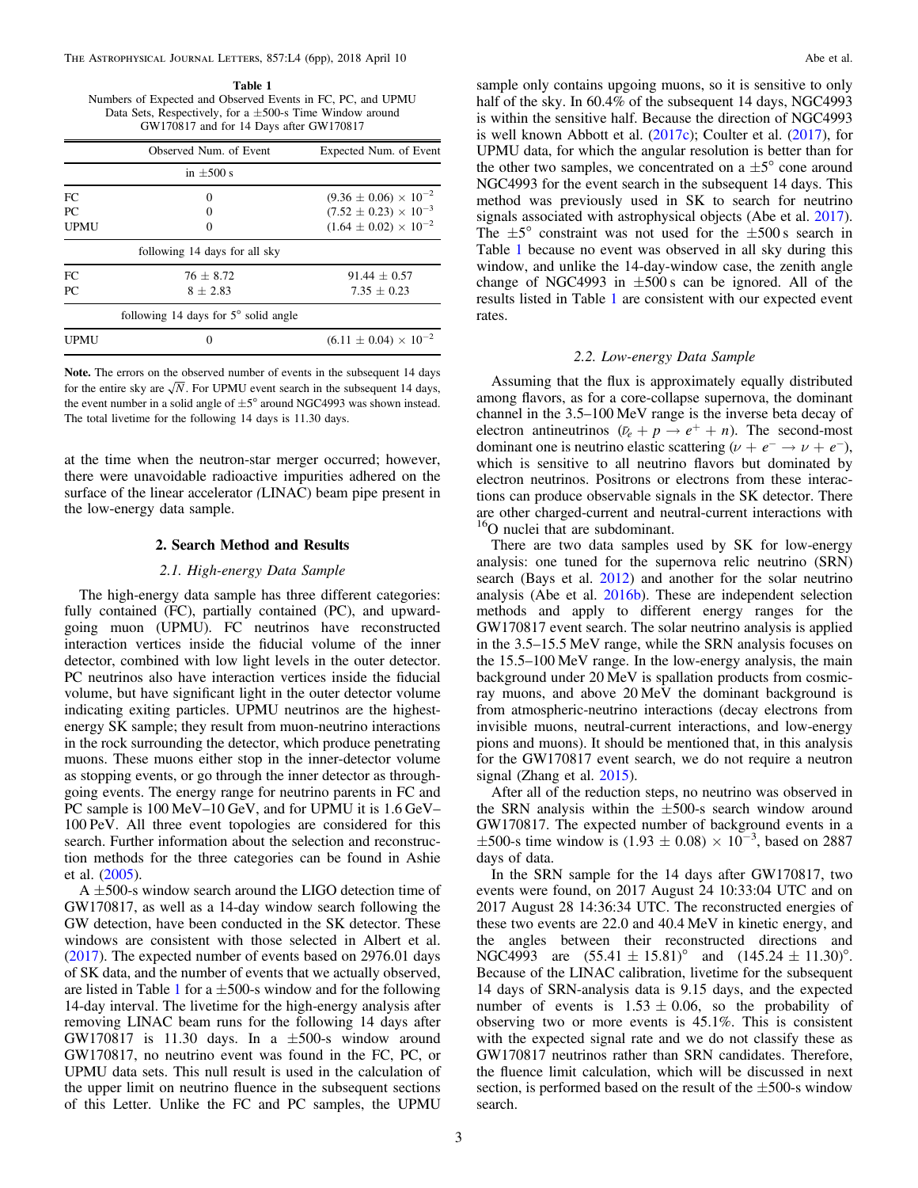**Table 1**
Numbers of Expected and Observed Events in FC, PC, and UPMU Data Sets, Respectively, for a ±500-s Time Window around GW170817 and for 14 Days after GW170817

| | Observed Num. of Event | Expected Num. of Event |
|---|---|---|
| | in ±500 s | |
| FC | 0 | $(9.36 \pm 0.06) \times 10^{-2}$ |
| PC | 0 | $(7.52 \pm 0.23) \times 10^{-3}$ |
| UPMU | 0 | $(1.64 \pm 0.02) \times 10^{-2}$ |
| | following 14 days for all sky | |
| FC | $76 \pm 8.72$ | $91.44 \pm 0.57$ |
| PC | $8 \pm 2.83$ | $7.35 \pm 0.23$ |
| | following 14 days for 5° solid angle | |
| UPMU | 0 | $(6.11 \pm 0.04) \times 10^{-2}$ |

**Note.** The errors on the observed number of events in the subsequent 14 days for the entire sky are $\sqrt{N}$. For UPMU event search in the subsequent 14 days, the event number in a solid angle of ±5° around NGC4993 was shown instead. The total livetime for the following 14 days is 11.30 days.

at the time when the neutron-star merger occurred; however, there were unavoidable radioactive impurities adhered on the surface of the linear accelerator (LINAC) beam pipe present in the low-energy data sample.

## 2. Search Method and Results

### 2.1. High-energy Data Sample

The high-energy data sample has three different categories: fully contained (FC), partially contained (PC), and upward-going muon (UPMU). FC neutrinos have reconstructed interaction vertices inside the fiducial volume of the inner detector, combined with low light levels in the outer detector. PC neutrinos also have interaction vertices inside the fiducial volume, but have significant light in the outer detector volume indicating exiting particles. UPMU neutrinos are the highest-energy SK sample; they result from muon-neutrino interactions in the rock surrounding the detector, which produce penetrating muons. These muons either stop in the inner-detector volume as stopping events, or go through the inner detector as through-going events. The energy range for neutrino parents in FC and PC sample is 100 MeV–10 GeV, and for UPMU it is 1.6 GeV–100 PeV. All three event topologies are considered for this search. Further information about the selection and reconstruction methods for the three categories can be found in Ashie et al. (2005).

A ±500-s window search around the LIGO detection time of GW170817, as well as a 14-day window search following the GW detection, have been conducted in the SK detector. These windows are consistent with those selected in Albert et al. (2017). The expected number of events based on 2976.01 days of SK data, and the number of events that we actually observed, are listed in Table 1 for a ±500-s window and for the following 14-day interval. The livetime for the high-energy analysis after removing LINAC beam runs for the following 14 days after GW170817 is 11.30 days. In a ±500-s window around GW170817, no neutrino event was found in the FC, PC, or UPMU data sets. This null result is used in the calculation of the upper limit on neutrino fluence in the subsequent sections of this Letter. Unlike the FC and PC samples, the UPMU sample only contains upgoing muons, so it is sensitive to only half of the sky. In 60.4% of the subsequent 14 days, NGC4993 is within the sensitive half. Because the direction of NGC4993 is well known Abbott et al. (2017c); Coulter et al. (2017), for UPMU data, for which the angular resolution is better than for the other two samples, we concentrated on a ±5° cone around NGC4993 for the event search in the subsequent 14 days. This method was previously used in SK to search for neutrino signals associated with astrophysical objects (Abe et al. 2017). The ±5° constraint was not used for the ±500 s search in Table 1 because no event was observed in all sky during this window, and unlike the 14-day-window case, the zenith angle change of NGC4993 in ±500 s can be ignored. All of the results listed in Table 1 are consistent with our expected event rates.

### 2.2. Low-energy Data Sample

Assuming that the flux is approximately equally distributed among flavors, as for a core-collapse supernova, the dominant channel in the 3.5–100 MeV range is the inverse beta decay of electron antineutrinos ($\bar{\nu}_e + p \rightarrow e^+ + n$). The second-most dominant one is neutrino elastic scattering ($\nu + e^- \rightarrow \nu + e^-$), which is sensitive to all neutrino flavors but dominated by electron neutrinos. Positrons or electrons from these interactions can produce observable signals in the SK detector. There are other charged-current and neutral-current interactions with $^{16}$O nuclei that are subdominant.

There are two data samples used by SK for low-energy analysis: one tuned for the supernova relic neutrino (SRN) search (Bays et al. 2012) and another for the solar neutrino analysis (Abe et al. 2016b). These are independent selection methods and apply to different energy ranges for the GW170817 event search. The solar neutrino analysis is applied in the 3.5–15.5 MeV range, while the SRN analysis focuses on the 15.5–100 MeV range. In the low-energy analysis, the main background under 20 MeV is spallation products from cosmic-ray muons, and above 20 MeV the dominant background is from atmospheric-neutrino interactions (decay electrons from invisible muons, neutral-current interactions, and low-energy pions and muons). It should be mentioned that, in this analysis for the GW170817 event search, we do not require a neutron signal (Zhang et al. 2015).

After all of the reduction steps, no neutrino was observed in the SRN analysis within the ±500-s search window around GW170817. The expected number of background events in a ±500-s time window is $(1.93 \pm 0.08) \times 10^{-3}$, based on 2887 days of data.

In the SRN sample for the 14 days after GW170817, two events were found, on 2017 August 24 10:33:04 UTC and on 2017 August 28 14:36:34 UTC. The reconstructed energies of these two events are 22.0 and 40.4 MeV in kinetic energy, and the angles between their reconstructed directions and NGC4993 are $(55.41 \pm 15.81)°$ and $(145.24 \pm 11.30)°$. Because of the LINAC calibration, livetime for the subsequent 14 days of SRN-analysis data is 9.15 days, and the expected number of events is $1.53 \pm 0.06$, so the probability of observing two or more events is 45.1%. This is consistent with the expected signal rate and we do not classify these as GW170817 neutrinos rather than SRN candidates. Therefore, the fluence limit calculation, which will be discussed in next section, is performed based on the result of the ±500-s window search.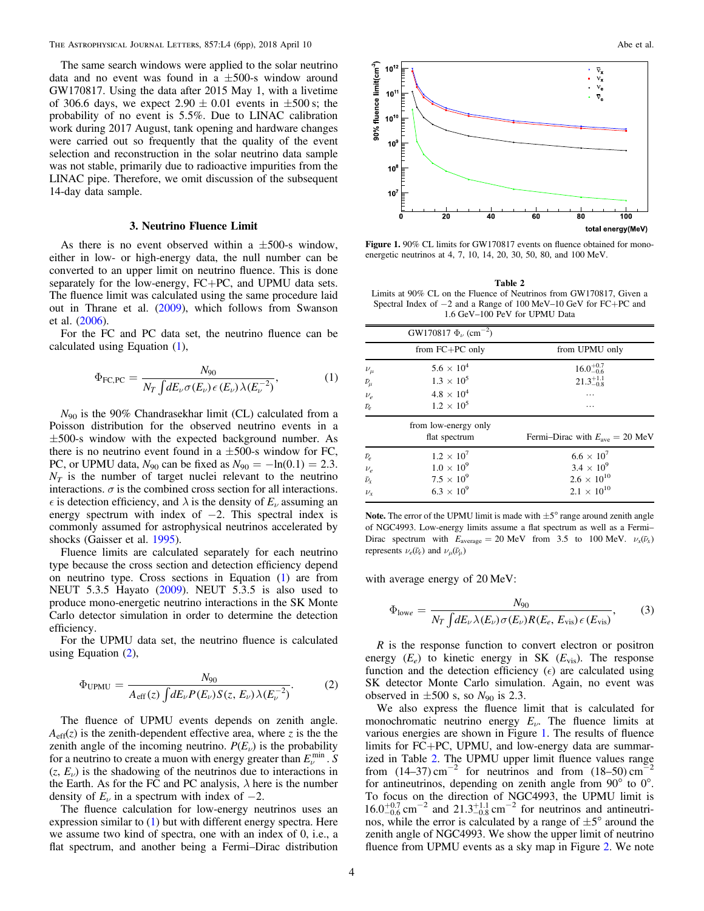The same search windows were applied to the solar neutrino data and no event was found in a ±500-s window around GW170817. Using the data after 2015 May 1, with a livetime of 306.6 days, we expect $2.90 \pm 0.01$ events in ±500 s; the probability of no event is 5.5%. Due to LINAC calibration work during 2017 August, tank opening and hardware changes were carried out so frequently that the quality of the event selection and reconstruction in the solar neutrino data sample was not stable, primarily due to radioactive impurities from the LINAC pipe. Therefore, we omit discussion of the subsequent 14-day data sample.

### 3. Neutrino Fluence Limit

As there is no event observed within a ±500-s window, either in low- or high-energy data, the null number can be converted to an upper limit on neutrino fluence. This is done separately for the low-energy, FC+PC, and UPMU data sets. The fluence limit was calculated using the same procedure laid out in Thrane et al. (2009), which follows from Swanson et al. (2006).

For the FC and PC data set, the neutrino fluence can be calculated using Equation (1),

$$\Phi_{\rm FC,PC} = \frac{N_{90}}{N_T \int dE_\nu \sigma(E_\nu)\epsilon(E_\nu)\lambda(E_\nu^{-2})}, \tag{1}$$

$N_{90}$ is the 90% Chandrasekhar limit (CL) calculated from a Poisson distribution for the observed neutrino events in a ±500-s window with the expected background number. As there is no neutrino event found in a ±500-s window for FC, PC, or UPMU data, $N_{90}$ can be fixed as $N_{90} = -\ln(0.1) = 2.3$. $N_T$ is the number of target nuclei relevant to the neutrino interactions. $\sigma$ is the combined cross section for all interactions. $\epsilon$ is detection efficiency, and $\lambda$ is the density of $E_\nu$ assuming an energy spectrum with index of −2. This spectral index is commonly assumed for astrophysical neutrinos accelerated by shocks (Gaisser et al. 1995).

Fluence limits are calculated separately for each neutrino type because the cross section and detection efficiency depend on neutrino type. Cross sections in Equation (1) are from NEUT 5.3.5 Hayato (2009). NEUT 5.3.5 is also used to produce mono-energetic neutrino interactions in the SK Monte Carlo detector simulation in order to determine the detection efficiency.

For the UPMU data set, the neutrino fluence is calculated using Equation (2),

$$\Phi_{\rm UPMU} = \frac{N_{90}}{A_{\rm eff}(z)\int dE_\nu P(E_\nu)S(z, E_\nu)\lambda(E_\nu^{-2})}. \tag{2}$$

The fluence of UPMU events depends on zenith angle. $A_{\rm eff}(z)$ is the zenith-dependent effective area, where $z$ is the the zenith angle of the incoming neutrino. $P(E_\nu)$ is the probability for a neutrino to create a muon with energy greater than $E_\nu^{\rm min}$. $S(z, E_\nu)$ is the shadowing of the neutrinos due to interactions in the Earth. As for the FC and PC analysis, $\lambda$ here is the number density of $E_\nu$ in a spectrum with index of −2.

The fluence calculation for low-energy neutrinos uses an expression similar to (1) but with different energy spectra. Here we assume two kind of spectra, one with an index of 0, i.e., a flat spectrum, and another being a Fermi–Dirac distribution with average energy of 20 MeV:

$$\Phi_{\rm lowe} = \frac{N_{90}}{N_T \int dE_\nu \lambda(E_\nu)\sigma(E_\nu)R(E_e, E_{\rm vis})\epsilon(E_{\rm vis})}, \tag{3}$$

$R$ is the response function to convert electron or positron energy ($E_e$) to kinetic energy in SK ($E_{\rm vis}$). The response function and the detection efficiency ($\epsilon$) are calculated using SK detector Monte Carlo simulation. Again, no event was observed in ±500 s, so $N_{90}$ is 2.3.

We also express the fluence limit that is calculated for monochromatic neutrino energy $E_\nu$. The fluence limits at various energies are shown in Figure 1. The results of fluence limits for FC+PC, UPMU, and low-energy data are summarized in Table 2. The UPMU upper limit fluence values range from (14–37) cm$^{-2}$ for neutrinos and from (18–50) cm$^{-2}$ for antineutrinos, depending on zenith angle from 90° to 0°. To focus on the direction of NGC4993, the UPMU limit is $16.0^{+0.7}_{-0.6}$ cm$^{-2}$ and $21.3^{+1.1}_{-0.8}$ cm$^{-2}$ for neutrinos and antineutrinos, while the error is calculated by a range of ±5° around the zenith angle of NGC4993. We show the upper limit of neutrino fluence from UPMU events as a sky map in Figure 2. We note

**Figure 1.** 90% CL limits for GW170817 events on fluence obtained for mono-energetic neutrinos at 4, 7, 10, 14, 20, 30, 50, 80, and 100 MeV.

**Table 2**
Limits at 90% CL on the Fluence of Neutrinos from GW170817, Given a Spectral Index of −2 and a Range of 100 MeV–10 GeV for FC+PC and 1.6 GeV–100 PeV for UPMU Data

| | GW170817 $\Phi_\nu$ (cm$^{-2}$) | |
|---|---|---|
| | from FC+PC only | from UPMU only |
| $\nu_\mu$ | $5.6 \times 10^4$ | $16.0^{+0.7}_{-0.6}$ |
| $\bar{\nu}_\mu$ | $1.3 \times 10^5$ | $21.3^{+1.1}_{-0.8}$ |
| $\nu_e$ | $4.8 \times 10^4$ | … |
| $\bar{\nu}_e$ | $1.2 \times 10^5$ | … |
| | from low-energy only flat spectrum | Fermi–Dirac with $E_{\rm ave} = 20$ MeV |
| $\bar{\nu}_e$ | $1.2 \times 10^7$ | $6.6 \times 10^7$ |
| $\nu_e$ | $1.0 \times 10^9$ | $3.4 \times 10^9$ |
| $\bar{\nu}_x$ | $7.5 \times 10^9$ | $2.6 \times 10^{10}$ |
| $\nu_x$ | $6.3 \times 10^9$ | $2.1 \times 10^{10}$ |

**Note.** The error of the UPMU limit is made with ±5° range around zenith angle of NGC4993. Low-energy limits assume a flat spectrum as well as a Fermi–Dirac spectrum with $E_{\rm average} = 20$ MeV from 3.5 to 100 MeV. $\nu_x(\bar{\nu}_x)$ represents $\nu_e(\bar{\nu}_e)$ and $\nu_\mu(\bar{\nu}_\mu)$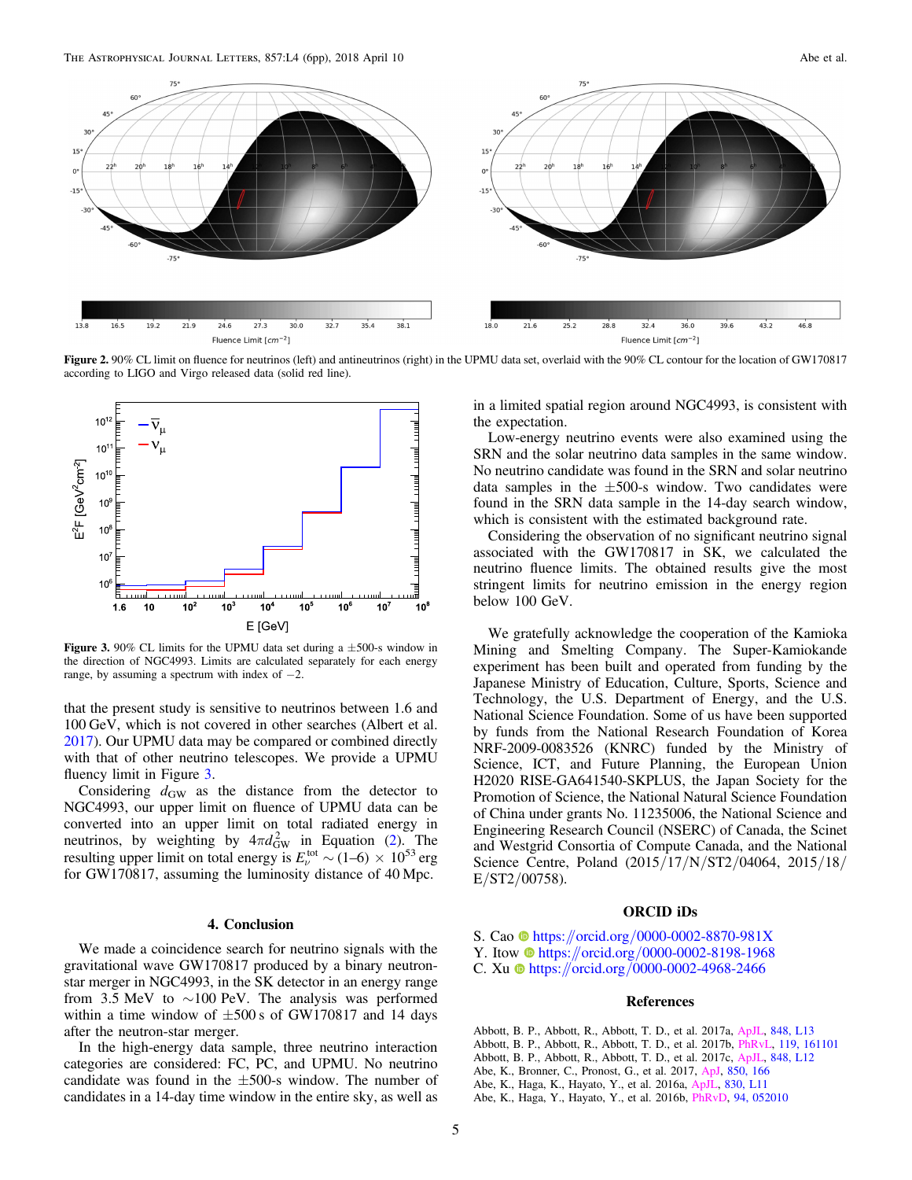**Figure 2.** 90% CL limit on fluence for neutrinos (left) and antineutrinos (right) in the UPMU data set, overlaid with the 90% CL contour for the location of GW170817 according to LIGO and Virgo released data (solid red line).

**Figure 3.** 90% CL limits for the UPMU data set during a ±500-s window in the direction of NGC4993. Limits are calculated separately for each energy range, by assuming a spectrum with index of −2.

that the present study is sensitive to neutrinos between 1.6 and 100 GeV, which is not covered in other searches (Albert et al. 2017). Our UPMU data may be compared or combined directly with that of other neutrino telescopes. We provide a UPMU fluency limit in Figure 3.

Considering $d_{\rm GW}$ as the distance from the detector to NGC4993, our upper limit on fluence of UPMU data can be converted into an upper limit on total radiated energy in neutrinos, by weighting by $4\pi d_{\rm GW}^2$ in Equation (2). The resulting upper limit on total energy is $E_\nu^{\rm tot} \sim (1\text{–}6) \times 10^{53}$ erg for GW170817, assuming the luminosity distance of 40 Mpc.

## 4. Conclusion

We made a coincidence search for neutrino signals with the gravitational wave GW170817 produced by a binary neutron-star merger in NGC4993, in the SK detector in an energy range from 3.5 MeV to ~100 PeV. The analysis was performed within a time window of ±500 s of GW170817 and 14 days after the neutron-star merger.

In the high-energy data sample, three neutrino interaction categories are considered: FC, PC, and UPMU. No neutrino candidate was found in the ±500-s window. The number of candidates in a 14-day time window in the entire sky, as well as in a limited spatial region around NGC4993, is consistent with the expectation.

Low-energy neutrino events were also examined using the SRN and the solar neutrino data samples in the same window. No neutrino candidate was found in the SRN and solar neutrino data samples in the ±500-s window. Two candidates were found in the SRN data sample in the 14-day search window, which is consistent with the estimated background rate.

Considering the observation of no significant neutrino signal associated with the GW170817 in SK, we calculated the neutrino fluence limits. The obtained results give the most stringent limits for neutrino emission in the energy region below 100 GeV.

We gratefully acknowledge the cooperation of the Kamioka Mining and Smelting Company. The Super-Kamiokande experiment has been built and operated from funding by the Japanese Ministry of Education, Culture, Sports, Science and Technology, the U.S. Department of Energy, and the U.S. National Science Foundation. Some of us have been supported by funds from the National Research Foundation of Korea NRF-2009-0083526 (KNRC) funded by the Ministry of Science, ICT, and Future Planning, the European Union H2020 RISE-GA641540-SKPLUS, the Japan Society for the Promotion of Science, the National Natural Science Foundation of China under grants No. 11235006, the National Science and Engineering Research Council (NSERC) of Canada, the Scinet and Westgrid Consortia of Compute Canada, and the National Science Centre, Poland (2015/17/N/ST2/04064, 2015/18/E/ST2/00758).

## ORCID iDs

S. Cao https://orcid.org/0000-0002-8870-981X
Y. Itow https://orcid.org/0000-0002-8198-1968
C. Xu https://orcid.org/0000-0002-4968-2466

## References

Abbott, B. P., Abbott, R., Abbott, T. D., et al. 2017a, ApJL, 848, L13
Abbott, B. P., Abbott, R., Abbott, T. D., et al. 2017b, PhRvL, 119, 161101
Abbott, B. P., Abbott, R., Abbott, T. D., et al. 2017c, ApJL, 848, L12
Abe, K., Bronner, C., Pronost, G., et al. 2017, ApJ, 850, 166
Abe, K., Haga, K., Hayato, Y., et al. 2016a, ApJL, 830, L11
Abe, K., Haga, Y., Hayato, Y., et al. 2016b, PhRvD, 94, 052010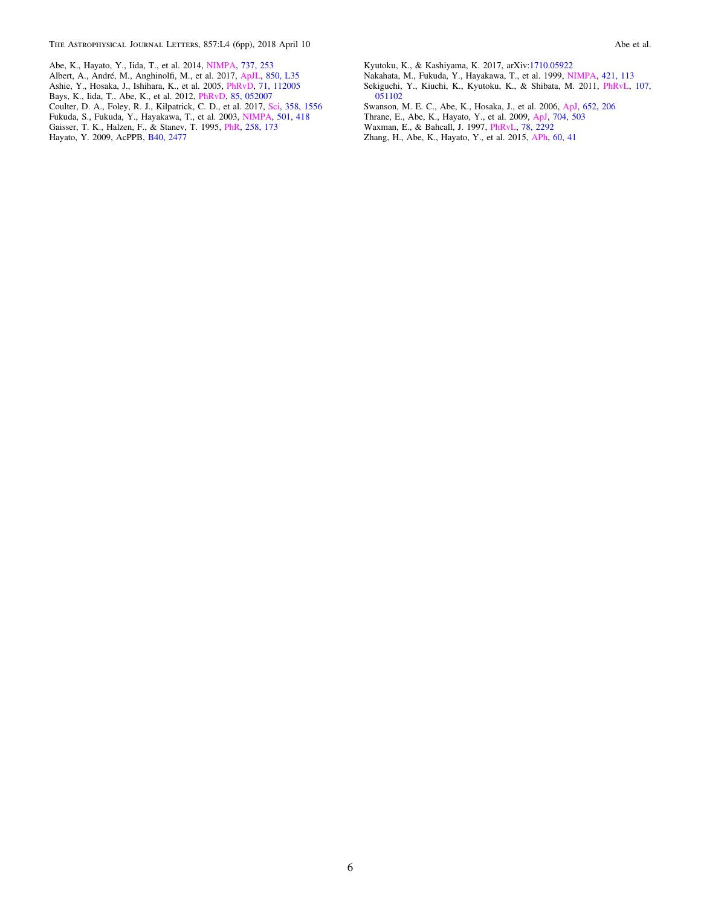Abe, K., Hayato, Y., Iida, T., et al. 2014, NIMPA, 737, 253

Albert, A., André, M., Anghinolfi, M., et al. 2017, ApJL, 850, L35

Ashie, Y., Hosaka, J., Ishihara, K., et al. 2005, PhRvD, 71, 112005

Bays, K., Iida, T., Abe, K., et al. 2012, PhRvD, 85, 052007

Coulter, D. A., Foley, R. J., Kilpatrick, C. D., et al. 2017, Sci, 358, 1556

Fukuda, S., Fukuda, Y., Hayakawa, T., et al. 2003, NIMPA, 501, 418

Gaisser, T. K., Halzen, F., & Stanev, T. 1995, PhR, 258, 173

Hayato, Y. 2009, AcPPB, B40, 2477

Kyutoku, K., & Kashiyama, K. 2017, arXiv:1710.05922

Nakahata, M., Fukuda, Y., Hayakawa, T., et al. 1999, NIMPA, 421, 113

Sekiguchi, Y., Kiuchi, K., Kyutoku, K., & Shibata, M. 2011, PhRvL, 107, 051102

Swanson, M. E. C., Abe, K., Hosaka, J., et al. 2006, ApJ, 652, 206

Thrane, E., Abe, K., Hayato, Y., et al. 2009, ApJ, 704, 503

Waxman, E., & Bahcall, J. 1997, PhRvL, 78, 2292

Zhang, H., Abe, K., Hayato, Y., et al. 2015, APh, 60, 41